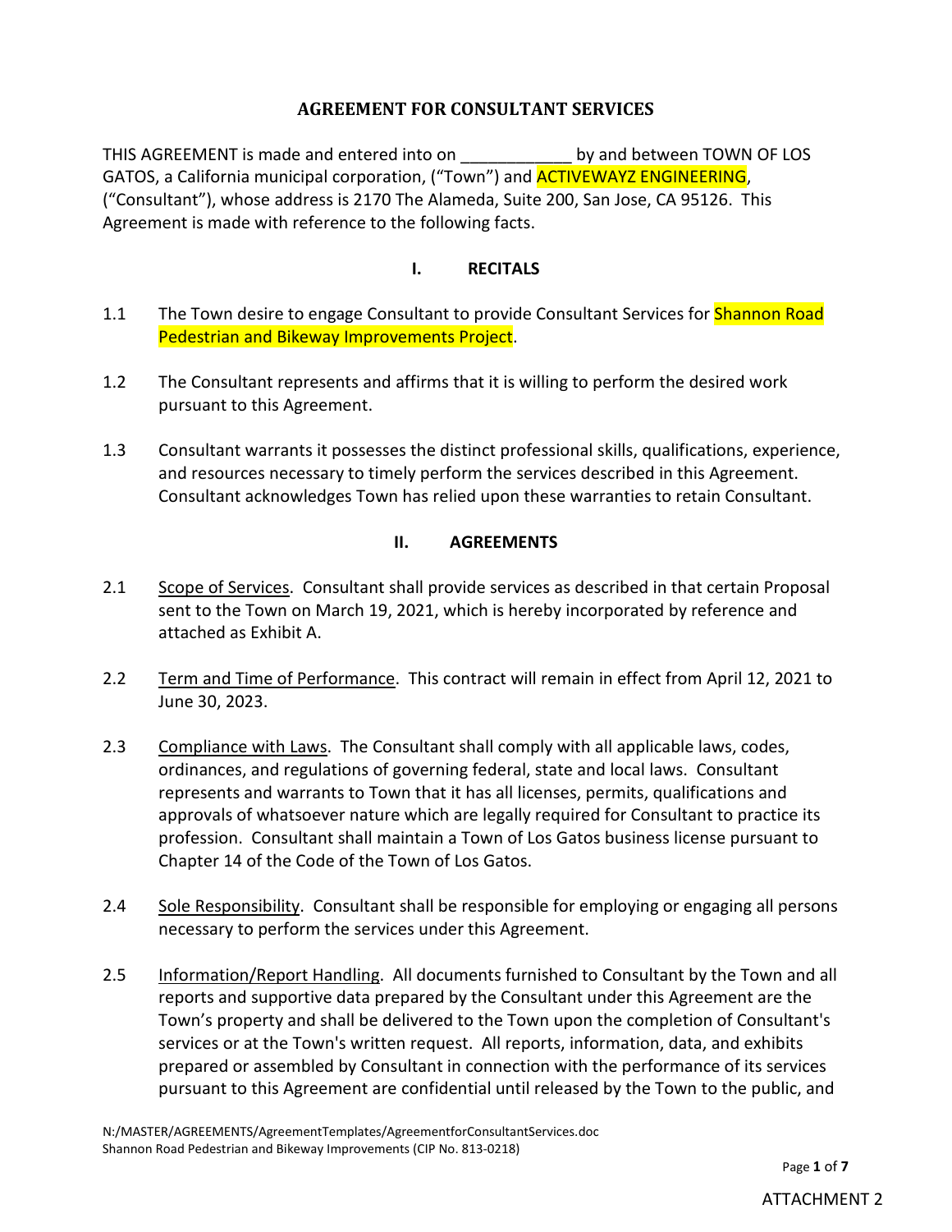# AGREEMENT FOR CONSULTANT SERVICES

THIS AGREEMENT is made and entered into on ____________ by and between TOWN OF LOS GATOS, a California municipal corporation, ("Town") and ACTIVEWAYZ ENGINEERING, ("Consultant"), whose address is 2170 The Alameda, Suite 200, San Jose, CA 95126. This Agreement is made with reference to the following facts.

## I. RECITALS

1.1 The Town desire to engage Consultant to provide Consultant Services for Shannon Road Pedestrian and Bikeway Improvements Project.

1.2 The Consultant represents and affirms that it is willing to perform the desired work pursuant to this Agreement.

1.3 Consultant warrants it possesses the distinct professional skills, qualifications, experience, and resources necessary to timely perform the services described in this Agreement. Consultant acknowledges Town has relied upon these warranties to retain Consultant.

## II. AGREEMENTS

2.1 Scope of Services. Consultant shall provide services as described in that certain Proposal sent to the Town on March 19, 2021, which is hereby incorporated by reference and attached as Exhibit A.

2.2 Term and Time of Performance. This contract will remain in effect from April 12, 2021 to June 30, 2023.

2.3 Compliance with Laws. The Consultant shall comply with all applicable laws, codes, ordinances, and regulations of governing federal, state and local laws. Consultant represents and warrants to Town that it has all licenses, permits, qualifications and approvals of whatsoever nature which are legally required for Consultant to practice its profession. Consultant shall maintain a Town of Los Gatos business license pursuant to Chapter 14 of the Code of the Town of Los Gatos.

2.4 Sole Responsibility. Consultant shall be responsible for employing or engaging all persons necessary to perform the services under this Agreement.

2.5 Information/Report Handling. All documents furnished to Consultant by the Town and all reports and supportive data prepared by the Consultant under this Agreement are the Town's property and shall be delivered to the Town upon the completion of Consultant's services or at the Town's written request. All reports, information, data, and exhibits prepared or assembled by Consultant in connection with the performance of its services pursuant to this Agreement are confidential until released by the Town to the public, and

N:/MASTER/AGREEMENTS/AgreementTemplates/AgreementforConsultantServices.doc
Shannon Road Pedestrian and Bikeway Improvements (CIP No. 813-0218)

ATTACHMENT 2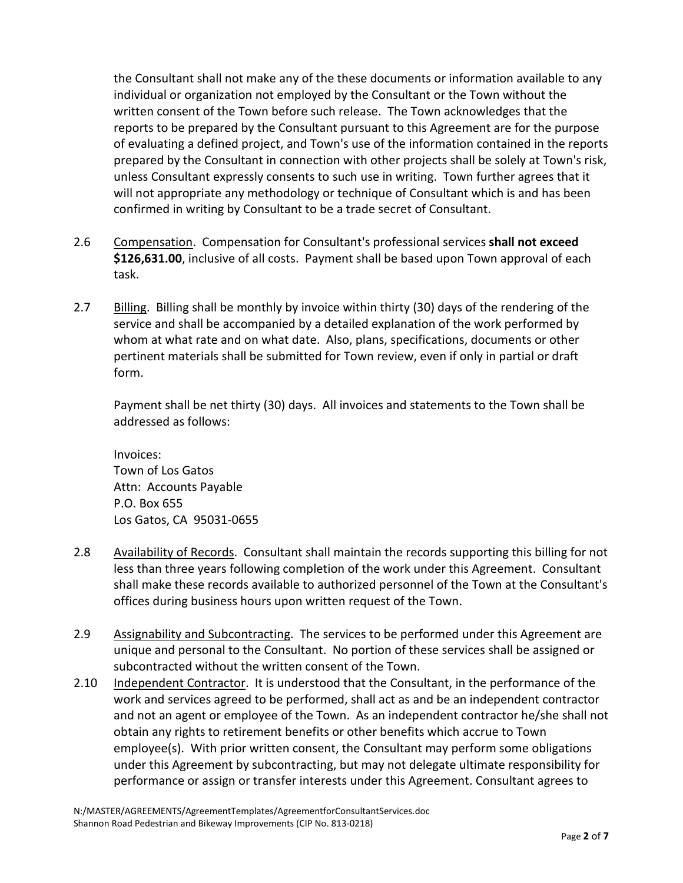the Consultant shall not make any of the these documents or information available to any individual or organization not employed by the Consultant or the Town without the written consent of the Town before such release. The Town acknowledges that the reports to be prepared by the Consultant pursuant to this Agreement are for the purpose of evaluating a defined project, and Town's use of the information contained in the reports prepared by the Consultant in connection with other projects shall be solely at Town's risk, unless Consultant expressly consents to such use in writing. Town further agrees that it will not appropriate any methodology or technique of Consultant which is and has been confirmed in writing by Consultant to be a trade secret of Consultant.

2.6 Compensation. Compensation for Consultant's professional services **shall not exceed $126,631.00**, inclusive of all costs. Payment shall be based upon Town approval of each task.

2.7 Billing. Billing shall be monthly by invoice within thirty (30) days of the rendering of the service and shall be accompanied by a detailed explanation of the work performed by whom at what rate and on what date. Also, plans, specifications, documents or other pertinent materials shall be submitted for Town review, even if only in partial or draft form.

Payment shall be net thirty (30) days. All invoices and statements to the Town shall be addressed as follows:

Invoices:
Town of Los Gatos
Attn: Accounts Payable
P.O. Box 655
Los Gatos, CA 95031-0655

2.8 Availability of Records. Consultant shall maintain the records supporting this billing for not less than three years following completion of the work under this Agreement. Consultant shall make these records available to authorized personnel of the Town at the Consultant's offices during business hours upon written request of the Town.

2.9 Assignability and Subcontracting. The services to be performed under this Agreement are unique and personal to the Consultant. No portion of these services shall be assigned or subcontracted without the written consent of the Town.

2.10 Independent Contractor. It is understood that the Consultant, in the performance of the work and services agreed to be performed, shall act as and be an independent contractor and not an agent or employee of the Town. As an independent contractor he/she shall not obtain any rights to retirement benefits or other benefits which accrue to Town employee(s). With prior written consent, the Consultant may perform some obligations under this Agreement by subcontracting, but may not delegate ultimate responsibility for performance or assign or transfer interests under this Agreement. Consultant agrees to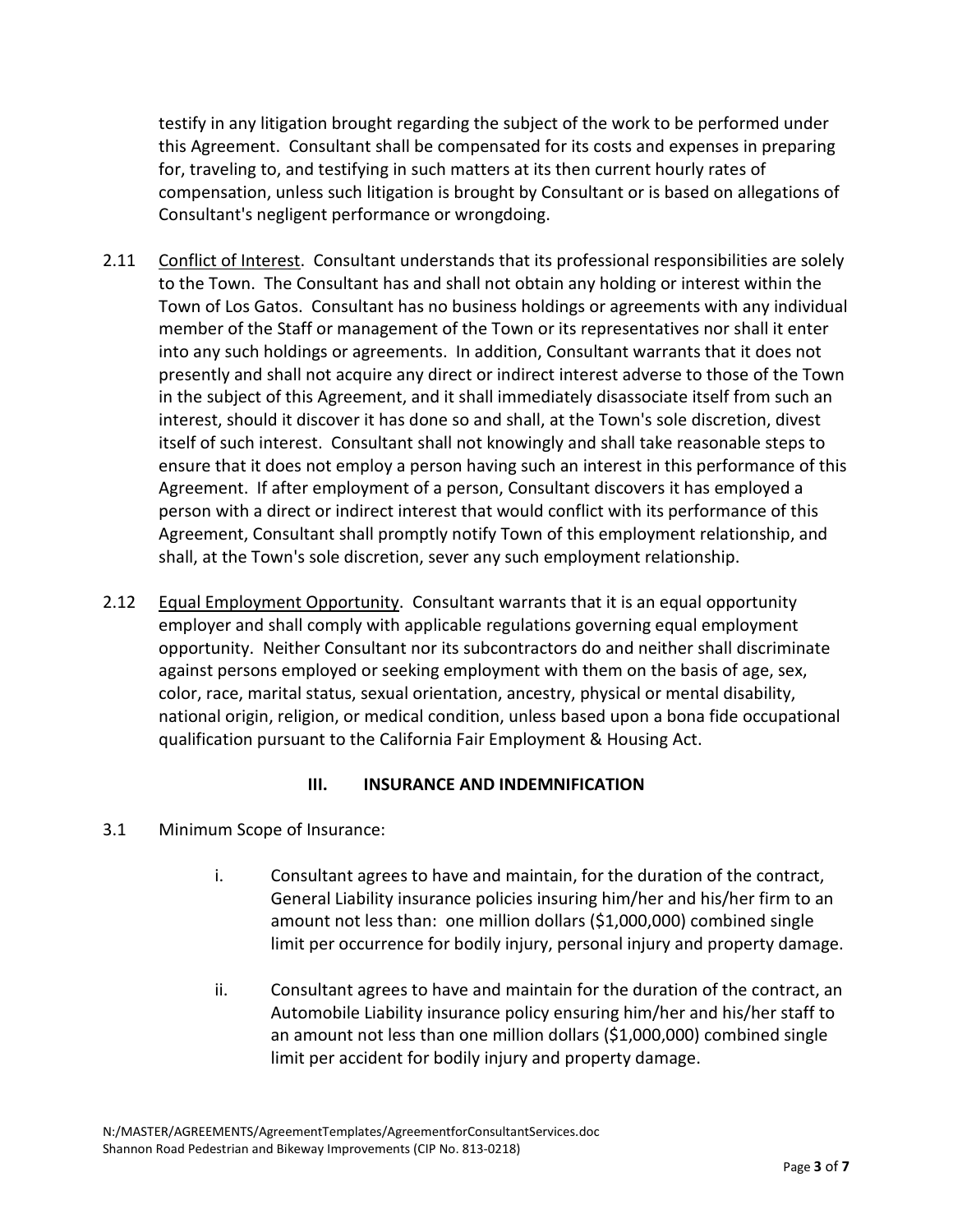testify in any litigation brought regarding the subject of the work to be performed under this Agreement. Consultant shall be compensated for its costs and expenses in preparing for, traveling to, and testifying in such matters at its then current hourly rates of compensation, unless such litigation is brought by Consultant or is based on allegations of Consultant's negligent performance or wrongdoing.

2.11 Conflict of Interest. Consultant understands that its professional responsibilities are solely to the Town. The Consultant has and shall not obtain any holding or interest within the Town of Los Gatos. Consultant has no business holdings or agreements with any individual member of the Staff or management of the Town or its representatives nor shall it enter into any such holdings or agreements. In addition, Consultant warrants that it does not presently and shall not acquire any direct or indirect interest adverse to those of the Town in the subject of this Agreement, and it shall immediately disassociate itself from such an interest, should it discover it has done so and shall, at the Town's sole discretion, divest itself of such interest. Consultant shall not knowingly and shall take reasonable steps to ensure that it does not employ a person having such an interest in this performance of this Agreement. If after employment of a person, Consultant discovers it has employed a person with a direct or indirect interest that would conflict with its performance of this Agreement, Consultant shall promptly notify Town of this employment relationship, and shall, at the Town's sole discretion, sever any such employment relationship.

2.12 Equal Employment Opportunity. Consultant warrants that it is an equal opportunity employer and shall comply with applicable regulations governing equal employment opportunity. Neither Consultant nor its subcontractors do and neither shall discriminate against persons employed or seeking employment with them on the basis of age, sex, color, race, marital status, sexual orientation, ancestry, physical or mental disability, national origin, religion, or medical condition, unless based upon a bona fide occupational qualification pursuant to the California Fair Employment & Housing Act.

## III. INSURANCE AND INDEMNIFICATION

3.1 Minimum Scope of Insurance:

i. Consultant agrees to have and maintain, for the duration of the contract, General Liability insurance policies insuring him/her and his/her firm to an amount not less than: one million dollars ($1,000,000) combined single limit per occurrence for bodily injury, personal injury and property damage.

ii. Consultant agrees to have and maintain for the duration of the contract, an Automobile Liability insurance policy ensuring him/her and his/her staff to an amount not less than one million dollars ($1,000,000) combined single limit per accident for bodily injury and property damage.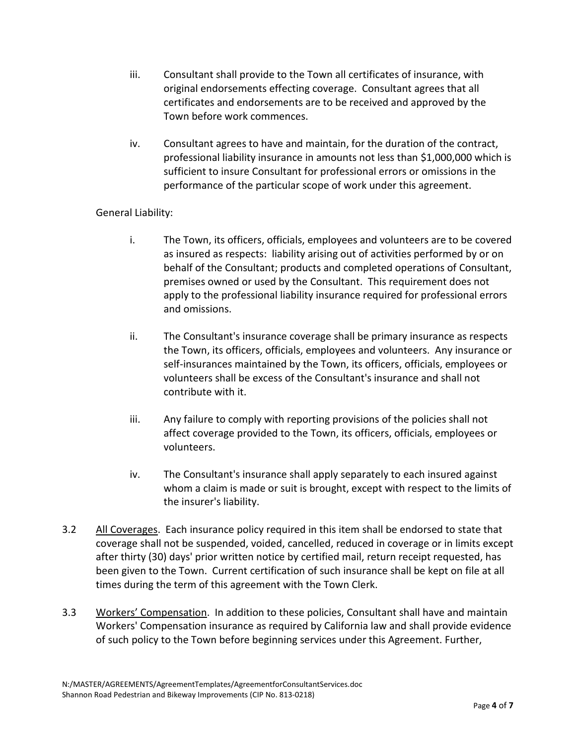iii. Consultant shall provide to the Town all certificates of insurance, with original endorsements effecting coverage. Consultant agrees that all certificates and endorsements are to be received and approved by the Town before work commences.

iv. Consultant agrees to have and maintain, for the duration of the contract, professional liability insurance in amounts not less than $1,000,000 which is sufficient to insure Consultant for professional errors or omissions in the performance of the particular scope of work under this agreement.

General Liability:

i. The Town, its officers, officials, employees and volunteers are to be covered as insured as respects: liability arising out of activities performed by or on behalf of the Consultant; products and completed operations of Consultant, premises owned or used by the Consultant. This requirement does not apply to the professional liability insurance required for professional errors and omissions.

ii. The Consultant's insurance coverage shall be primary insurance as respects the Town, its officers, officials, employees and volunteers. Any insurance or self-insurances maintained by the Town, its officers, officials, employees or volunteers shall be excess of the Consultant's insurance and shall not contribute with it.

iii. Any failure to comply with reporting provisions of the policies shall not affect coverage provided to the Town, its officers, officials, employees or volunteers.

iv. The Consultant's insurance shall apply separately to each insured against whom a claim is made or suit is brought, except with respect to the limits of the insurer's liability.

3.2 All Coverages. Each insurance policy required in this item shall be endorsed to state that coverage shall not be suspended, voided, cancelled, reduced in coverage or in limits except after thirty (30) days' prior written notice by certified mail, return receipt requested, has been given to the Town. Current certification of such insurance shall be kept on file at all times during the term of this agreement with the Town Clerk.

3.3 Workers' Compensation. In addition to these policies, Consultant shall have and maintain Workers' Compensation insurance as required by California law and shall provide evidence of such policy to the Town before beginning services under this Agreement. Further,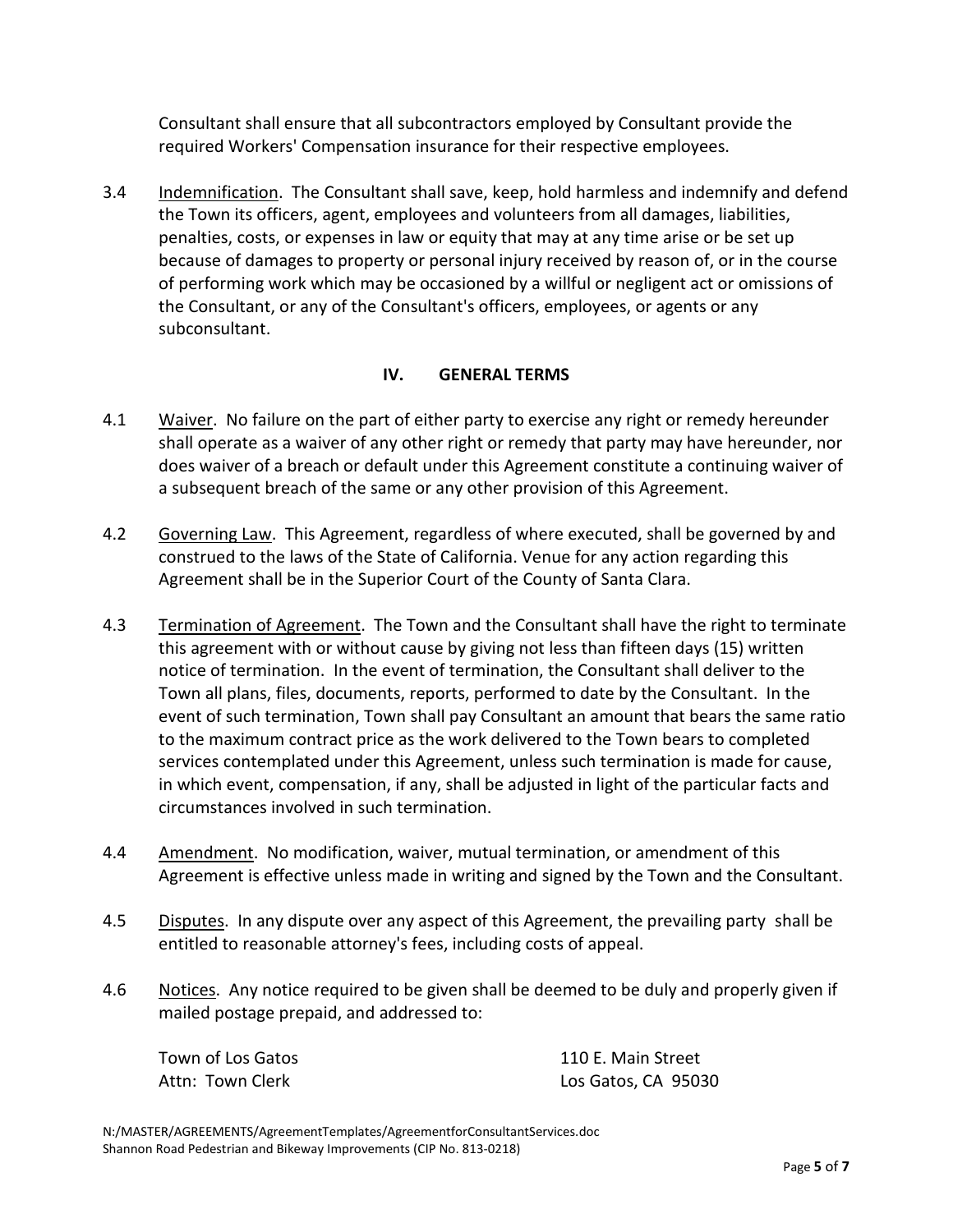Consultant shall ensure that all subcontractors employed by Consultant provide the required Workers' Compensation insurance for their respective employees.

3.4 Indemnification. The Consultant shall save, keep, hold harmless and indemnify and defend the Town its officers, agent, employees and volunteers from all damages, liabilities, penalties, costs, or expenses in law or equity that may at any time arise or be set up because of damages to property or personal injury received by reason of, or in the course of performing work which may be occasioned by a willful or negligent act or omissions of the Consultant, or any of the Consultant's officers, employees, or agents or any subconsultant.

## IV. GENERAL TERMS

4.1 Waiver. No failure on the part of either party to exercise any right or remedy hereunder shall operate as a waiver of any other right or remedy that party may have hereunder, nor does waiver of a breach or default under this Agreement constitute a continuing waiver of a subsequent breach of the same or any other provision of this Agreement.

4.2 Governing Law. This Agreement, regardless of where executed, shall be governed by and construed to the laws of the State of California. Venue for any action regarding this Agreement shall be in the Superior Court of the County of Santa Clara.

4.3 Termination of Agreement. The Town and the Consultant shall have the right to terminate this agreement with or without cause by giving not less than fifteen days (15) written notice of termination. In the event of termination, the Consultant shall deliver to the Town all plans, files, documents, reports, performed to date by the Consultant. In the event of such termination, Town shall pay Consultant an amount that bears the same ratio to the maximum contract price as the work delivered to the Town bears to completed services contemplated under this Agreement, unless such termination is made for cause, in which event, compensation, if any, shall be adjusted in light of the particular facts and circumstances involved in such termination.

4.4 Amendment. No modification, waiver, mutual termination, or amendment of this Agreement is effective unless made in writing and signed by the Town and the Consultant.

4.5 Disputes. In any dispute over any aspect of this Agreement, the prevailing party shall be entitled to reasonable attorney's fees, including costs of appeal.

4.6 Notices. Any notice required to be given shall be deemed to be duly and properly given if mailed postage prepaid, and addressed to:

Town of Los Gatos
Attn: Town Clerk
110 E. Main Street
Los Gatos, CA 95030

N:/MASTER/AGREEMENTS/AgreementTemplates/AgreementforConsultantServices.doc
Shannon Road Pedestrian and Bikeway Improvements (CIP No. 813-0218)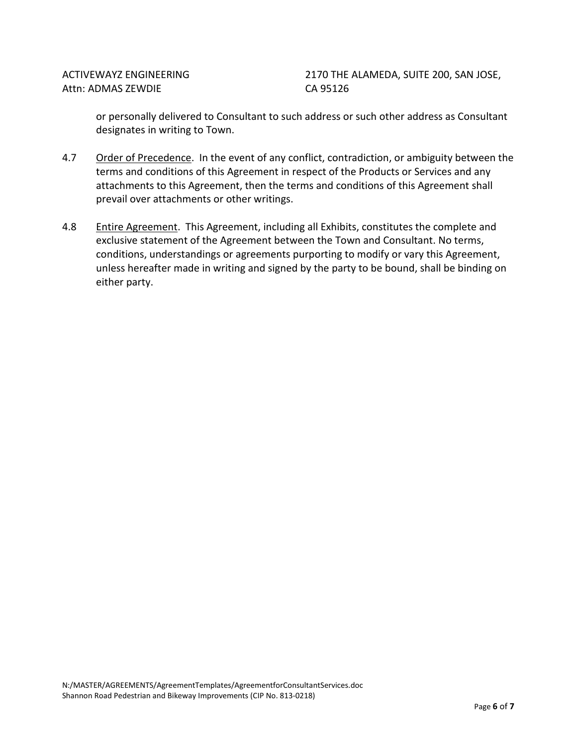ACTIVEWAYZ ENGINEERING
Attn: ADMAS ZEWDIE

2170 THE ALAMEDA, SUITE 200, SAN JOSE, CA 95126

or personally delivered to Consultant to such address or such other address as Consultant designates in writing to Town.

4.7 Order of Precedence. In the event of any conflict, contradiction, or ambiguity between the terms and conditions of this Agreement in respect of the Products or Services and any attachments to this Agreement, then the terms and conditions of this Agreement shall prevail over attachments or other writings.

4.8 Entire Agreement. This Agreement, including all Exhibits, constitutes the complete and exclusive statement of the Agreement between the Town and Consultant. No terms, conditions, understandings or agreements purporting to modify or vary this Agreement, unless hereafter made in writing and signed by the party to be bound, shall be binding on either party.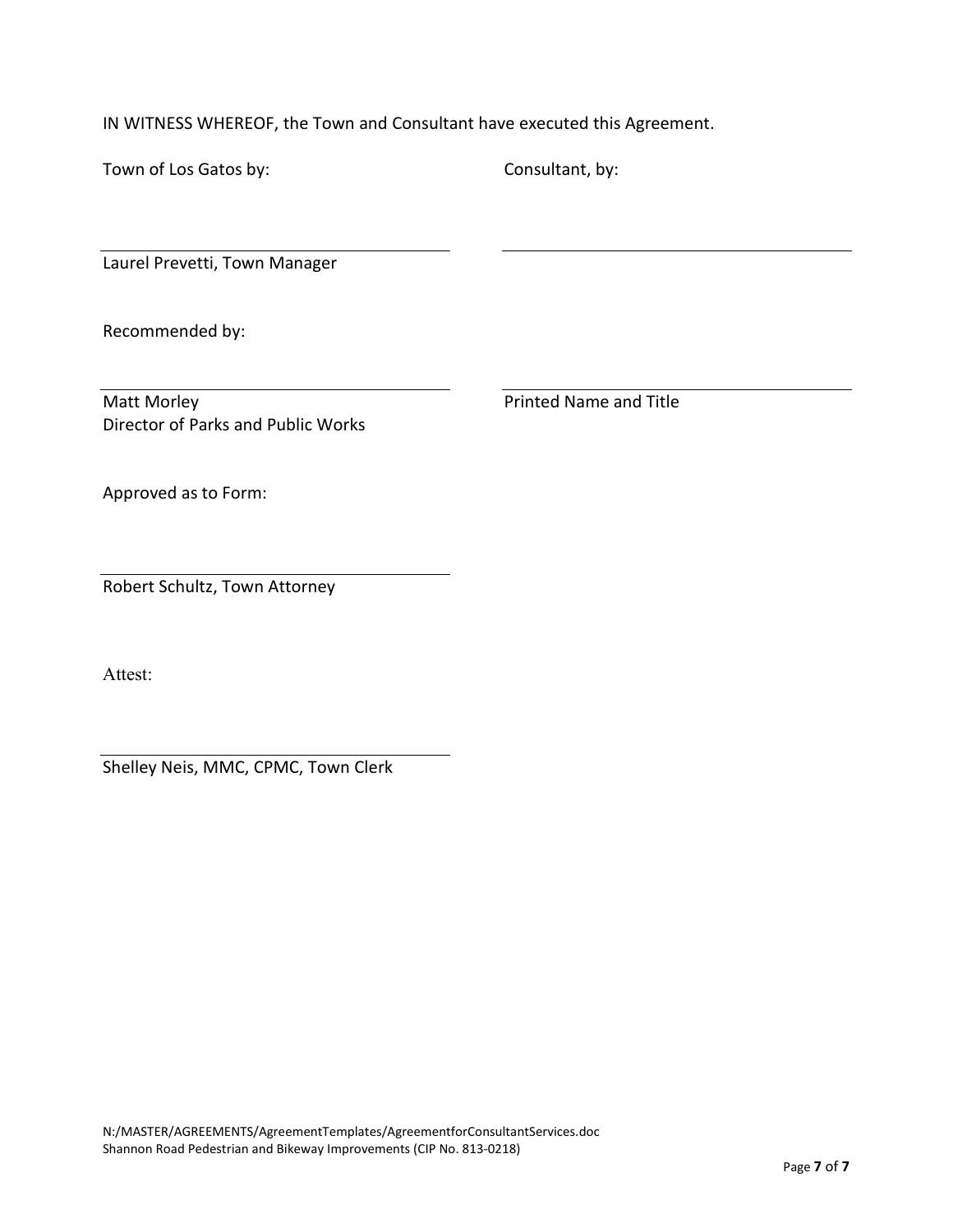IN WITNESS WHEREOF, the Town and Consultant have executed this Agreement.

Town of Los Gatos by:

\_\_\_\_\_\_\_\_\_\_\_\_\_\_\_\_\_\_\_\_\_\_\_\_\_\_\_\_\_\_\_\_\_\_
Laurel Prevetti, Town Manager

Recommended by:

\_\_\_\_\_\_\_\_\_\_\_\_\_\_\_\_\_\_\_\_\_\_\_\_\_\_\_\_\_\_\_\_\_\_
Matt Morley
Director of Parks and Public Works

Approved as to Form:

\_\_\_\_\_\_\_\_\_\_\_\_\_\_\_\_\_\_\_\_\_\_\_\_\_\_\_\_\_\_\_\_\_\_
Robert Schultz, Town Attorney

Attest:

\_\_\_\_\_\_\_\_\_\_\_\_\_\_\_\_\_\_\_\_\_\_\_\_\_\_\_\_\_\_\_\_\_\_
Shelley Neis, MMC, CPMC, Town Clerk

Consultant, by:

\_\_\_\_\_\_\_\_\_\_\_\_\_\_\_\_\_\_\_\_\_\_\_\_\_\_\_\_\_\_\_\_\_\_

\_\_\_\_\_\_\_\_\_\_\_\_\_\_\_\_\_\_\_\_\_\_\_\_\_\_\_\_\_\_\_\_\_\_
Printed Name and Title

N:/MASTER/AGREEMENTS/AgreementTemplates/AgreementforConsultantServices.doc
Shannon Road Pedestrian and Bikeway Improvements (CIP No. 813-0218)